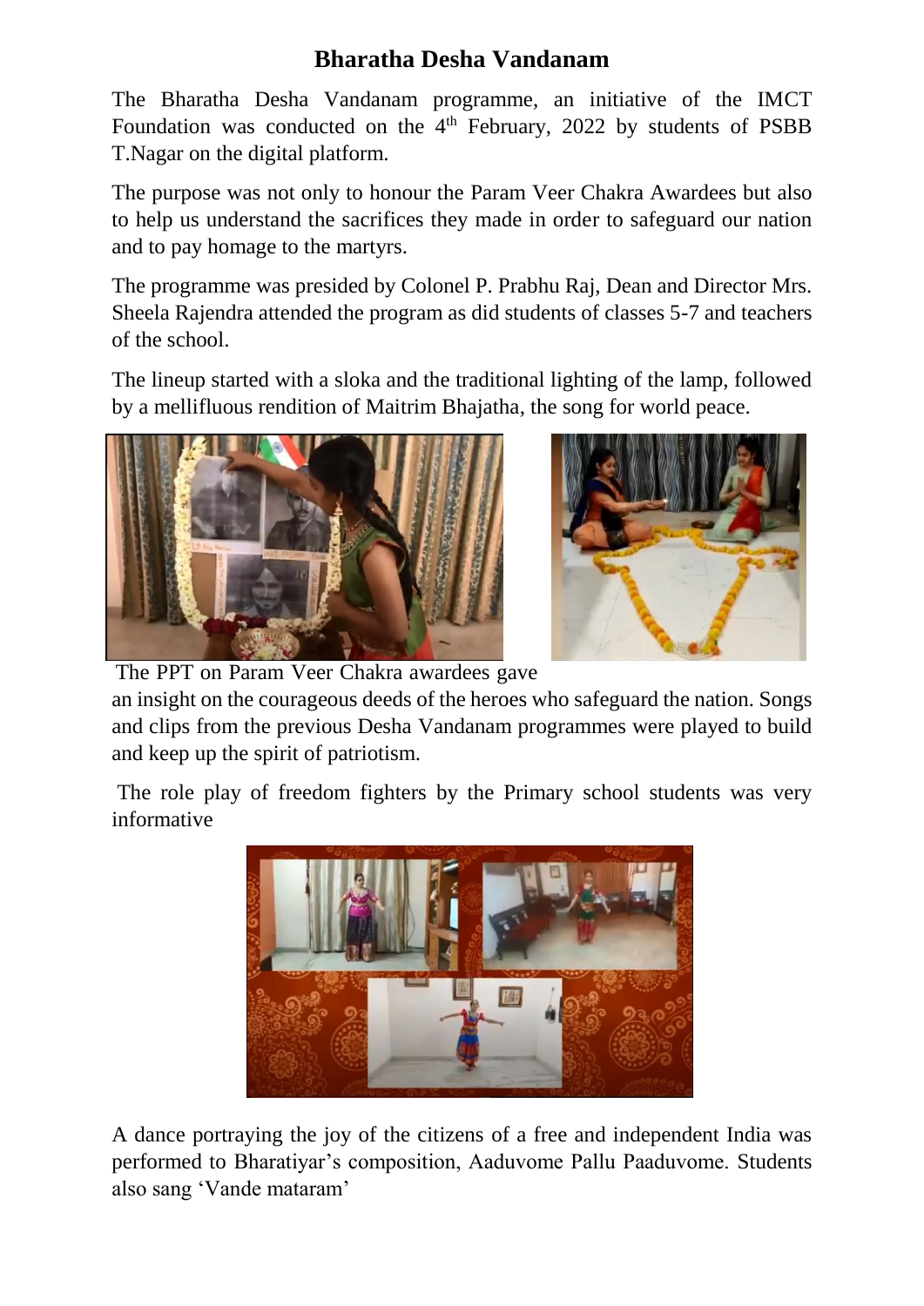## Bharatha Desha Vandanam

The Bharatha Desha Vandanam programme, an initiative of the IMCT Foundation was conducted on the 4th February, 2022 by students of PSBB T.Nagar on the digital platform.

The purpose was not only to honour the Param Veer Chakra Awardees but also to help us understand the sacrifices they made in order to safeguard our nation and to pay homage to the martyrs.

The programme was presided by Colonel P. Prabhu Raj, Dean and Director Mrs. Sheela Rajendra attended the program as did students of classes 5-7 and teachers of the school.

The lineup started with a sloka and the traditional lighting of the lamp, followed by a mellifluous rendition of Maitrim Bhajatha, the song for world peace.

The PPT on Param Veer Chakra awardees gave an insight on the courageous deeds of the heroes who safeguard the nation. Songs and clips from the previous Desha Vandanam programmes were played to build and keep up the spirit of patriotism.

The role play of freedom fighters by the Primary school students was very informative

A dance portraying the joy of the citizens of a free and independent India was performed to Bharatiyar's composition, Aaduvome Pallu Paaduvome. Students also sang 'Vande mataram'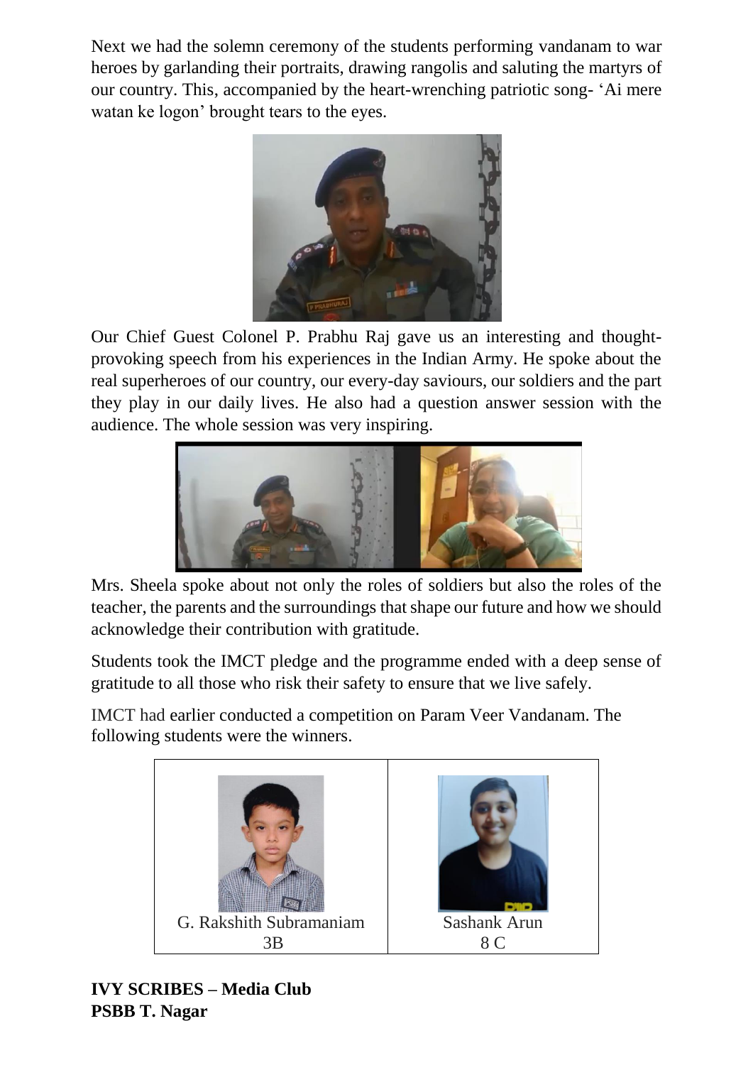Next we had the solemn ceremony of the students performing vandanam to war heroes by garlanding their portraits, drawing rangolis and saluting the martyrs of our country. This, accompanied by the heart-wrenching patriotic song- 'Ai mere watan ke logon' brought tears to the eyes.

Our Chief Guest Colonel P. Prabhu Raj gave us an interesting and thought-provoking speech from his experiences in the Indian Army. He spoke about the real superheroes of our country, our every-day saviours, our soldiers and the part they play in our daily lives. He also had a question answer session with the audience. The whole session was very inspiring.

Mrs. Sheela spoke about not only the roles of soldiers but also the roles of the teacher, the parents and the surroundings that shape our future and how we should acknowledge their contribution with gratitude.

Students took the IMCT pledge and the programme ended with a deep sense of gratitude to all those who risk their safety to ensure that we live safely.

IMCT had earlier conducted a competition on Param Veer Vandanam. The following students were the winners.

| | |
|---|---|
| G. Rakshith Subramaniam<br>3B | Sashank Arun<br>8 C |

**IVY SCRIBES – Media Club**
**PSBB T. Nagar**